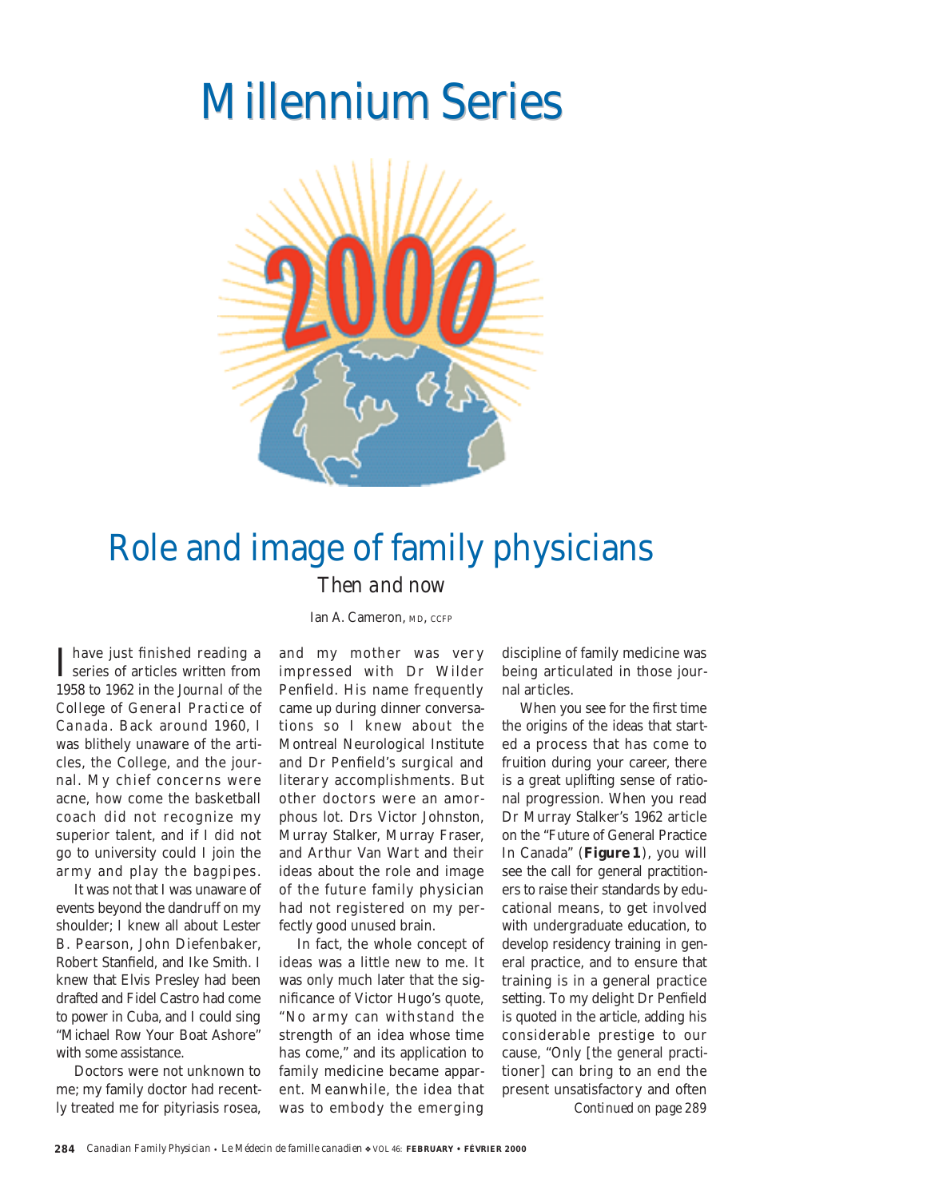# Millennium Series

## Role and image of family physicians

*Then and now*

Ian A. Cameron, MD, CCFP

I have just finished reading a series of articles written from 1958 to 1962 in the *Journal of the College of General Practice of Canada*. Back around 1960, I was blithely unaware of the articles, the College, and the journal. My chief concerns were acne, how come the basketball coach did not recognize my superior talent, and if I did not go to university could I join the army and play the bagpipes.

It was not that I was unaware of events beyond the dandruff on my shoulder; I knew all about Lester B. Pearson, John Diefenbaker, Robert Stanfield, and Ike Smith. I knew that Elvis Presley had been drafted and Fidel Castro had come to power in Cuba, and I could sing "Michael Row Your Boat Ashore" with some assistance.

Doctors were not unknown to me; my family doctor had recently treated me for pityriasis rosea, and my mother was very impressed with Dr Wilder Penfield. His name frequently came up during dinner conversations so I knew about the Montreal Neurological Institute and Dr Penfield's surgical and literary accomplishments. But other doctors were an amorphous lot. Drs Victor Johnston, Murray Stalker, Murray Fraser, and Arthur Van Wart and their ideas about the role and image of the future family physician had not registered on my perfectly good unused brain.

In fact, the whole concept of ideas was a little new to me. It was only much later that the significance of Victor Hugo's quote, "No army can withstand the strength of an idea whose time has come," and its application to family medicine became apparent. Meanwhile, the idea that was to embody the emerging discipline of family medicine was being articulated in those journal articles.

When you see for the first time the origins of the ideas that started a process that has come to fruition during your career, there is a great uplifting sense of rational progression. When you read Dr Murray Stalker's 1962 article on the "Future of General Practice In Canada" (**Figure 1**), you will see the call for general practitioners to raise their standards by educational means, to get involved with undergraduate education, to develop residency training in general practice, and to ensure that training is in a general practice setting. To my delight Dr Penfield is quoted in the article, adding his considerable prestige to our cause, "Only [the general practitioner] can bring to an end the present unsatisfactory and often

*Continued on page 289*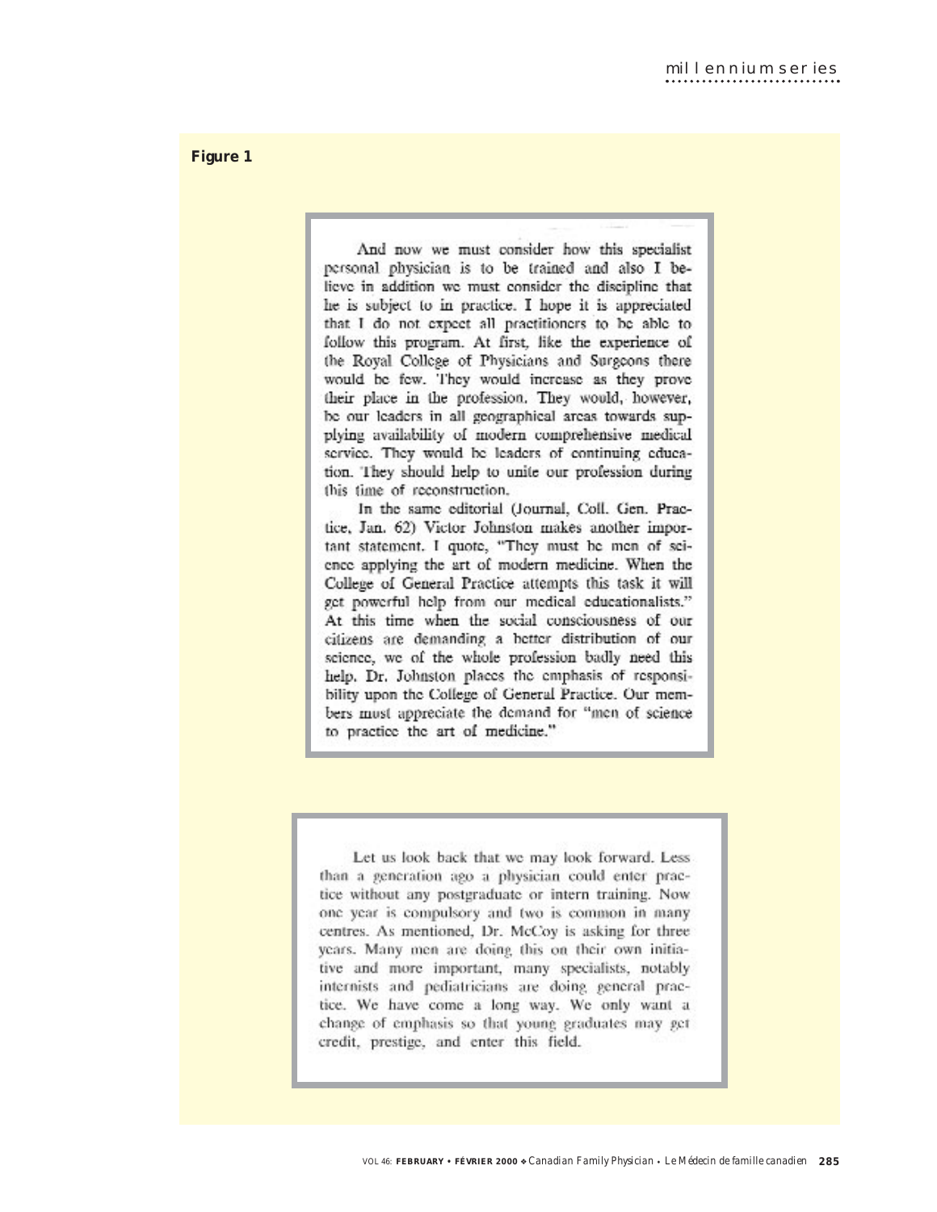**Figure 1**

And now we must consider how this specialist personal physician is to be trained and also I believe in addition we must consider the discipline that he is subject to in practice. I hope it is appreciated that I do not expect all practitioners to be able to follow this program. At first, like the experience of the Royal College of Physicians and Surgeons there would be few. They would increase as they prove their place in the profession. They would, however, be our leaders in all geographical areas towards supplying availability of modern comprehensive medical service. They would be leaders of continuing education. They should help to unite our profession during this time of reconstruction.

In the same editorial (Journal, Coll. Gen. Practice, Jan. 62) Victor Johnston makes another important statement. I quote, "They must be men of science applying the art of modern medicine. When the College of General Practice attempts this task it will get powerful help from our medical educationalists." At this time when the social consciousness of our citizens are demanding a better distribution of our science, we of the whole profession badly need this help. Dr. Johnston places the emphasis of responsibility upon the College of General Practice. Our members must appreciate the demand for "men of science to practice the art of medicine."

Let us look back that we may look forward. Less than a generation ago a physician could enter practice without any postgraduate or intern training. Now one year is compulsory and two is common in many centres. As mentioned, Dr. McCoy is asking for three years. Many men are doing this on their own initiative and more important, many specialists, notably internists and pediatricians are doing general practice. We have come a long way. We only want a change of emphasis so that young graduates may get credit, prestige, and enter this field.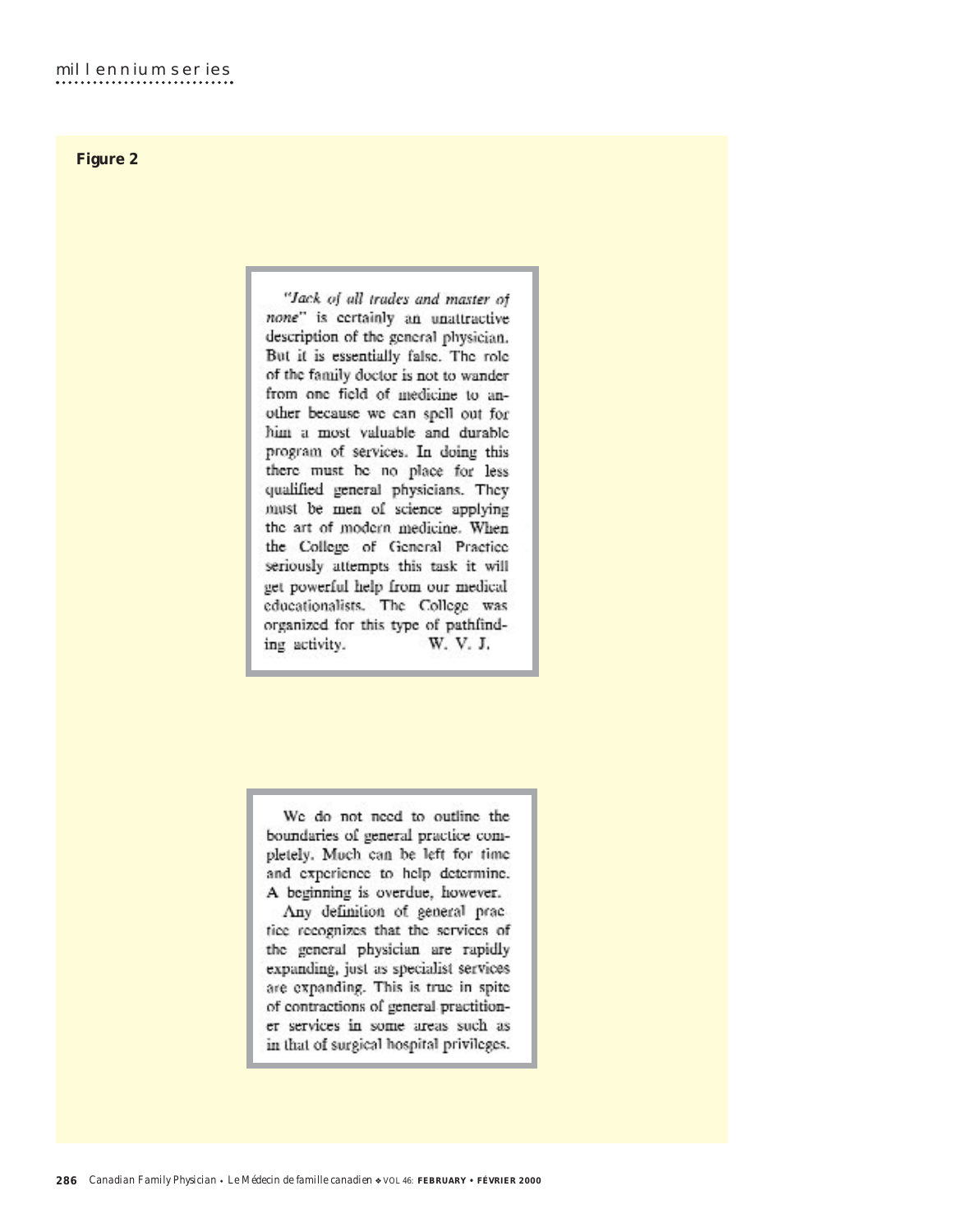**Figure 2**

> *"Jack of all trades and master of none"* is certainly an unattractive description of the general physician. But it is essentially false. The role of the family doctor is not to wander from one field of medicine to another because we can spell out for him a most valuable and durable program of services. In doing this there must be no place for less qualified general physicians. They must be men of science applying the art of modern medicine. When the College of General Practice seriously attempts this task it will get powerful help from our medical educationalists. The College was organized for this type of pathfinding activity. W. V. J.

> We do not need to outline the boundaries of general practice completely. Much can be left for time and experience to help determine. A beginning is overdue, however.
>
> Any definition of general practice recognizes that the services of the general physician are rapidly expanding, just as specialist services are expanding. This is true in spite of contractions of general practitioner services in some areas such as in that of surgical hospital privileges.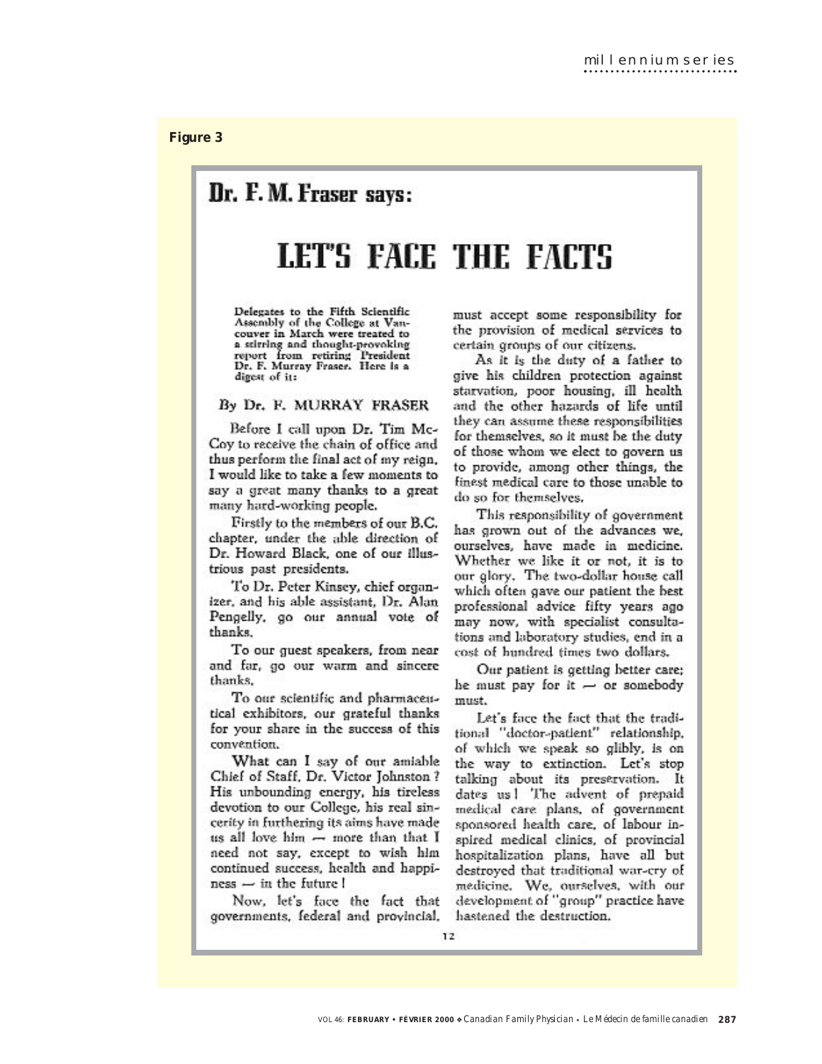**Figure 3**

# Dr. F. M. Fraser says:

# LET'S FACE THE FACTS

Delegates to the Fifth Scientific Assembly of the College at Vancouver in March were treated to a stirring and thought-provoking report from retiring President Dr. F. Murray Fraser. Here is a digest of it:

By Dr. F. MURRAY FRASER

Before I call upon Dr. Tim McCoy to receive the chain of office and thus perform the final act of my reign, I would like to take a few moments to say a great many thanks to a great many hard-working people.

Firstly to the members of our B.C. chapter, under the able direction of Dr. Howard Black, one of our illustrious past presidents.

To Dr. Peter Kinsey, chief organizer, and his able assistant, Dr. Alan Pengelly, go our annual vote of thanks.

To our guest speakers, from near and far, go our warm and sincere thanks.

To our scientific and pharmaceutical exhibitors, our grateful thanks for your share in the success of this convention.

What can I say of our amiable Chief of Staff, Dr. Victor Johnston? His unbounding energy, his tireless devotion to our College, his real sincerity in furthering its aims have made us all love him — more than that I need not say, except to wish him continued success, health and happiness — in the future!

Now, let's face the fact that governments, federal and provincial, must accept some responsibility for the provision of medical services to certain groups of our citizens.

As it is the duty of a father to give his children protection against starvation, poor housing, ill health and the other hazards of life until they can assume these responsibilities for themselves, so it must be the duty of those whom we elect to govern us to provide, among other things, the finest medical care to those unable to do so for themselves.

This responsibility of government has grown out of the advances we, ourselves, have made in medicine. Whether we like it or not, it is to our glory. The two-dollar house call which often gave our patient the best professional advice fifty years ago may now, with specialist consultations and laboratory studies, end in a cost of hundred times two dollars.

Our patient is getting better care; he must pay for it — or somebody must.

Let's face the fact that the traditional "doctor-patient" relationship, of which we speak so glibly, is on the way to extinction. Let's stop talking about its preservation. It dates us! The advent of prepaid medical care plans, of government sponsored health care, of labour inspired medical clinics, of provincial hospitalization plans, have all but destroyed that traditional war-cry of medicine. We, ourselves, with our development of "group" practice have hastened the destruction.

12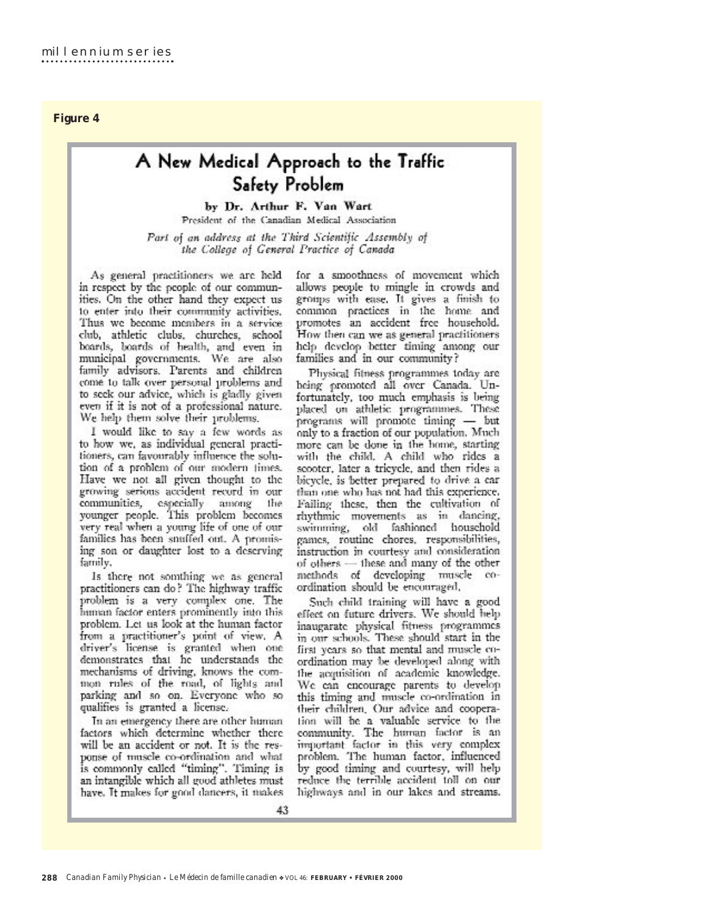**Figure 4**

# A New Medical Approach to the Traffic Safety Problem

by Dr. Arthur F. Van Wart

President of the Canadian Medical Association

*Part of an address at the Third Scientific Assembly of the College of General Practice of Canada*

As general practitioners we are held in respect by the people of our communities. On the other hand they expect us to enter into their community activities. Thus we become members in a service club, athletic clubs, churches, school boards, boards of health, and even in municipal governments. We are also family advisors. Parents and children come to talk over personal problems and to seek our advice, which is gladly given even if it is not of a professional nature. We help them solve their problems.

I would like to say a few words as to how we, as individual general practitioners, can favourably influence the solution of a problem of our modern times. Have we not all given thought to the growing serious accident record in our communities, especially among the younger people. This problem becomes very real when a young life of one of our families has been snuffed out. A promising son or daughter lost to a deserving family.

Is there not somthing we as general practitioners can do? The highway traffic problem is a very complex one. The human factor enters prominently into this problem. Let us look at the human factor from a practitioner's point of view. A driver's license is granted when one demonstrates that he understands the mechanisms of driving, knows the common rules of the road, of lights and parking and so on. Everyone who so qualifies is granted a license.

In an emergency there are other human factors which determine whether there will be an accident or not. It is the response of muscle co-ordination and what is commonly called "timing". Timing is an intangible which all good athletes must have. It makes for good dancers, it makes for a smoothness of movement which allows people to mingle in crowds and groups with ease. It gives a finish to common practices in the home and promotes an accident free household. How then can we as general practitioners help develop better timing among our families and in our community?

Physical fitness programmes today are being promoted all over Canada. Unfortunately, too much emphasis is being placed on athletic programmes. These programs will promote timing — but only to a fraction of our population. Much more can be done in the home, starting with the child. A child who rides a scooter, later a tricycle, and then rides a bicycle, is better prepared to drive a car than one who has not had this experience. Failing these, then the cultivation of rhythmic movements as in dancing, swimming, old fashioned household games, routine chores, responsibilities, instruction in courtesy and consideration of others — these and many of the other methods of developing muscle co-ordination should be encouraged.

Such child training will have a good effect on future drivers. We should help inaugarate physical fitness programmes in our schools. These should start in the first years so that mental and muscle co-ordination may be developed along with the acquisition of academic knowledge. We can encourage parents to develop this timing and muscle co-ordination in their children. Our advice and cooperation will be a valuable service to the community. The human factor is an important factor in this very complex problem. The human factor, influenced by good timing and courtesy, will help reduce the terrible accident toll on our highways and in our lakes and streams.

43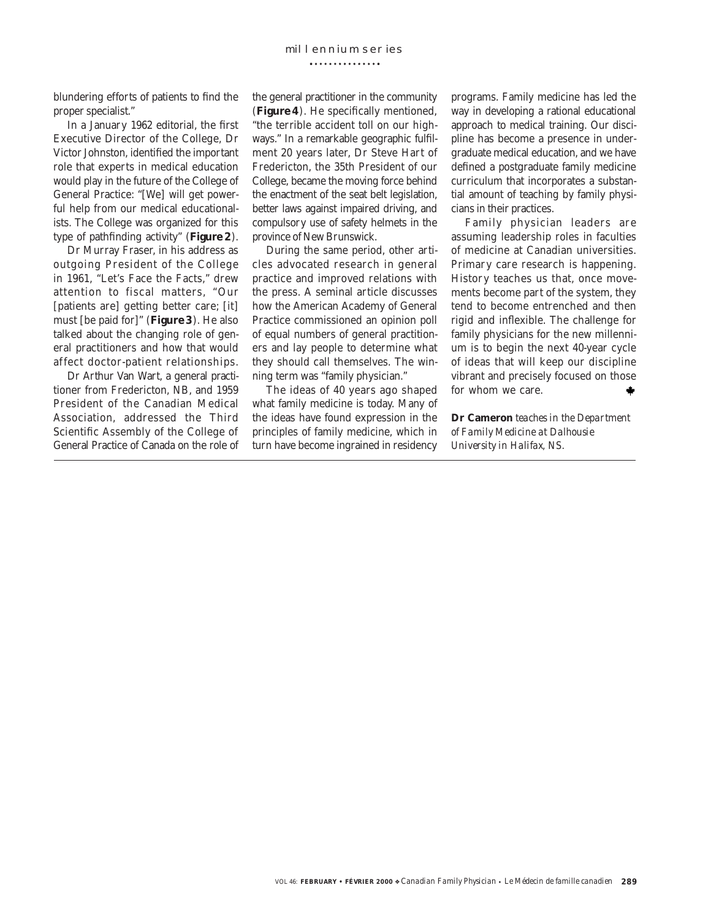blundering efforts of patients to find the proper specialist."

In a January 1962 editorial, the first Executive Director of the College, Dr Victor Johnston, identified the important role that experts in medical education would play in the future of the College of General Practice: "[We] will get powerful help from our medical educationalists. The College was organized for this type of pathfinding activity" (**Figure 2**).

Dr Murray Fraser, in his address as outgoing President of the College in 1961, "Let's Face the Facts," drew attention to fiscal matters, "Our [patients are] getting better care; [it] must [be paid for]" (**Figure 3**). He also talked about the changing role of general practitioners and how that would affect doctor-patient relationships.

Dr Arthur Van Wart, a general practitioner from Fredericton, NB, and 1959 President of the Canadian Medical Association, addressed the Third Scientific Assembly of the College of General Practice of Canada on the role of the general practitioner in the community (**Figure 4**). He specifically mentioned, "the terrible accident toll on our highways." In a remarkable geographic fulfilment 20 years later, Dr Steve Hart of Fredericton, the 35th President of our College, became the moving force behind the enactment of the seat belt legislation, better laws against impaired driving, and compulsory use of safety helmets in the province of New Brunswick.

During the same period, other articles advocated research in general practice and improved relations with the press. A seminal article discusses how the American Academy of General Practice commissioned an opinion poll of equal numbers of general practitioners and lay people to determine what they should call themselves. The winning term was "family physician."

The ideas of 40 years ago shaped what family medicine is today. Many of the ideas have found expression in the principles of family medicine, which in turn have become ingrained in residency programs. Family medicine has led the way in developing a rational educational approach to medical training. Our discipline has become a presence in undergraduate medical education, and we have defined a postgraduate family medicine curriculum that incorporates a substantial amount of teaching by family physicians in their practices.

Family physician leaders are assuming leadership roles in faculties of medicine at Canadian universities. Primary care research is happening. History teaches us that, once movements become part of the system, they tend to become entrenched and then rigid and inflexible. The challenge for family physicians for the new millennium is to begin the next 40-year cycle of ideas that will keep our discipline vibrant and precisely focused on those for whom we care.

**Dr Cameron** *teaches in the Department of Family Medicine at Dalhousie University in Halifax, NS.*